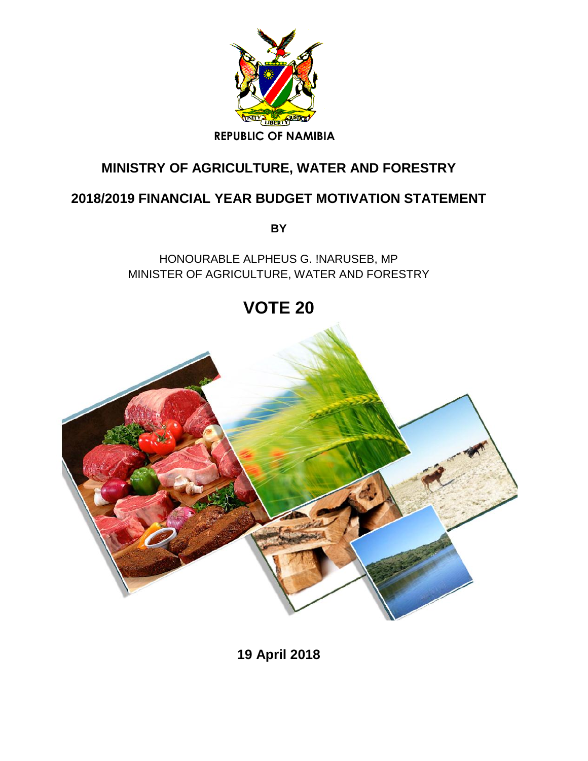REPUBLIC OF NAMIBIA

# MINISTRY OF AGRICULTURE, WATER AND FORESTRY

## 2018/2019 FINANCIAL YEAR BUDGET MOTIVATION STATEMENT

**BY**

HONOURABLE ALPHEUS G. !NARUSEB, MP
MINISTER OF AGRICULTURE, WATER AND FORESTRY

# VOTE 20

**19 April 2018**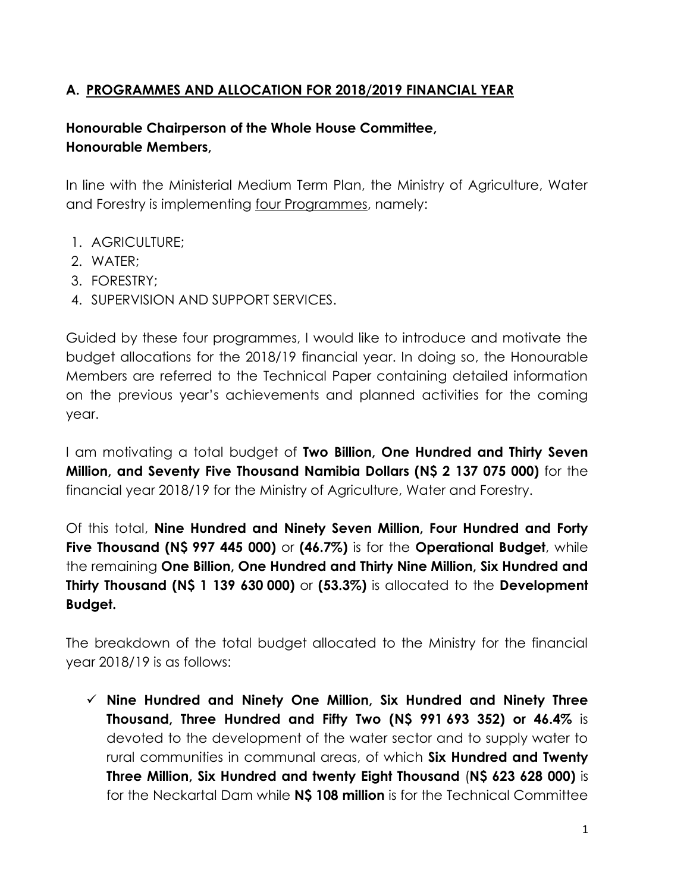## A. PROGRAMMES AND ALLOCATION FOR 2018/2019 FINANCIAL YEAR

**Honourable Chairperson of the Whole House Committee,**
**Honourable Members,**

In line with the Ministerial Medium Term Plan, the Ministry of Agriculture, Water and Forestry is implementing four Programmes, namely:

1. AGRICULTURE;
2. WATER;
3. FORESTRY;
4. SUPERVISION AND SUPPORT SERVICES.

Guided by these four programmes, I would like to introduce and motivate the budget allocations for the 2018/19 financial year. In doing so, the Honourable Members are referred to the Technical Paper containing detailed information on the previous year's achievements and planned activities for the coming year.

I am motivating a total budget of **Two Billion, One Hundred and Thirty Seven Million, and Seventy Five Thousand Namibia Dollars (N$ 2 137 075 000)** for the financial year 2018/19 for the Ministry of Agriculture, Water and Forestry.

Of this total, **Nine Hundred and Ninety Seven Million, Four Hundred and Forty Five Thousand (N$ 997 445 000)** or **(46.7%)** is for the **Operational Budget**, while the remaining **One Billion, One Hundred and Thirty Nine Million, Six Hundred and Thirty Thousand (N$ 1 139 630 000)** or **(53.3%)** is allocated to the **Development Budget.**

The breakdown of the total budget allocated to the Ministry for the financial year 2018/19 is as follows:

- ✓ **Nine Hundred and Ninety One Million, Six Hundred and Ninety Three Thousand, Three Hundred and Fifty Two (N$ 991 693 352) or 46.4%** is devoted to the development of the water sector and to supply water to rural communities in communal areas, of which **Six Hundred and Twenty Three Million, Six Hundred and twenty Eight Thousand** (**N$ 623 628 000)** is for the Neckartal Dam while **N$ 108 million** is for the Technical Committee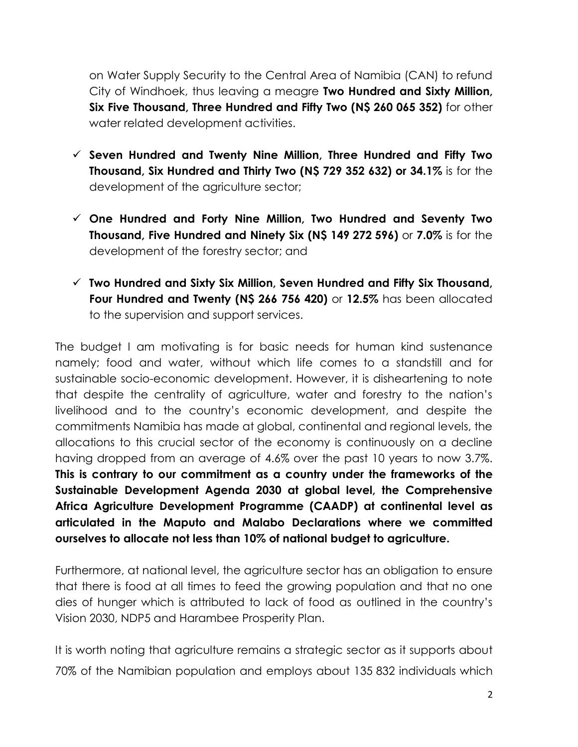on Water Supply Security to the Central Area of Namibia (CAN) to refund City of Windhoek, thus leaving a meagre **Two Hundred and Sixty Million, Six Five Thousand, Three Hundred and Fifty Two (N$ 260 065 352)** for other water related development activities.

- ✓ **Seven Hundred and Twenty Nine Million, Three Hundred and Fifty Two Thousand, Six Hundred and Thirty Two (N$ 729 352 632) or 34.1%** is for the development of the agriculture sector;
- ✓ **One Hundred and Forty Nine Million, Two Hundred and Seventy Two Thousand, Five Hundred and Ninety Six (N$ 149 272 596)** or **7.0%** is for the development of the forestry sector; and
- ✓ **Two Hundred and Sixty Six Million, Seven Hundred and Fifty Six Thousand, Four Hundred and Twenty (N$ 266 756 420)** or **12.5%** has been allocated to the supervision and support services.

The budget I am motivating is for basic needs for human kind sustenance namely; food and water, without which life comes to a standstill and for sustainable socio-economic development. However, it is disheartening to note that despite the centrality of agriculture, water and forestry to the nation's livelihood and to the country's economic development, and despite the commitments Namibia has made at global, continental and regional levels, the allocations to this crucial sector of the economy is continuously on a decline having dropped from an average of 4.6% over the past 10 years to now 3.7%. **This is contrary to our commitment as a country under the frameworks of the Sustainable Development Agenda 2030 at global level, the Comprehensive Africa Agriculture Development Programme (CAADP) at continental level as articulated in the Maputo and Malabo Declarations where we committed ourselves to allocate not less than 10% of national budget to agriculture.**

Furthermore, at national level, the agriculture sector has an obligation to ensure that there is food at all times to feed the growing population and that no one dies of hunger which is attributed to lack of food as outlined in the country's Vision 2030, NDP5 and Harambee Prosperity Plan.

It is worth noting that agriculture remains a strategic sector as it supports about 70% of the Namibian population and employs about 135 832 individuals which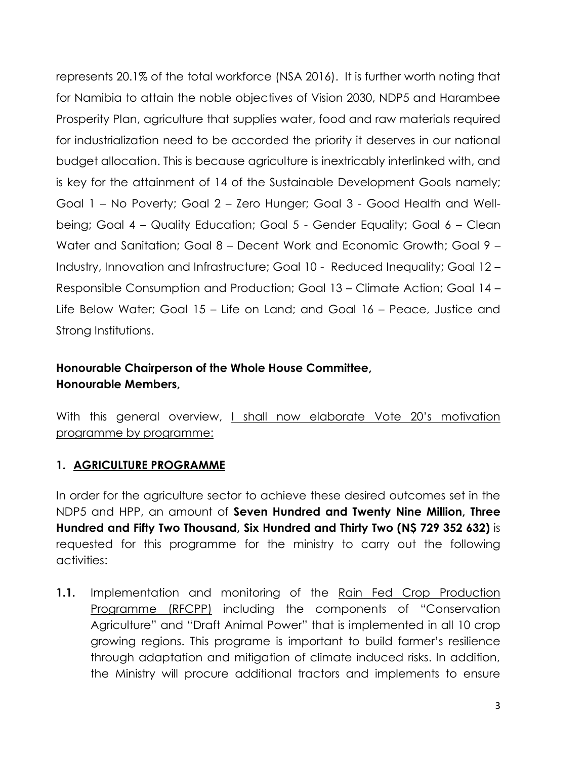represents 20.1% of the total workforce (NSA 2016). It is further worth noting that for Namibia to attain the noble objectives of Vision 2030, NDP5 and Harambee Prosperity Plan, agriculture that supplies water, food and raw materials required for industrialization need to be accorded the priority it deserves in our national budget allocation. This is because agriculture is inextricably interlinked with, and is key for the attainment of 14 of the Sustainable Development Goals namely; Goal 1 – No Poverty; Goal 2 – Zero Hunger; Goal 3 - Good Health and Well-being; Goal 4 – Quality Education; Goal 5 - Gender Equality; Goal 6 – Clean Water and Sanitation; Goal 8 – Decent Work and Economic Growth; Goal 9 – Industry, Innovation and Infrastructure; Goal 10 - Reduced Inequality; Goal 12 – Responsible Consumption and Production; Goal 13 – Climate Action; Goal 14 – Life Below Water; Goal 15 – Life on Land; and Goal 16 – Peace, Justice and Strong Institutions.

**Honourable Chairperson of the Whole House Committee,**
**Honourable Members,**

With this general overview, <u>I shall now elaborate Vote 20's motivation programme by programme:</u>

## 1. <u>AGRICULTURE PROGRAMME</u>

In order for the agriculture sector to achieve these desired outcomes set in the NDP5 and HPP, an amount of **Seven Hundred and Twenty Nine Million, Three Hundred and Fifty Two Thousand, Six Hundred and Thirty Two (N$ 729 352 632)** is requested for this programme for the ministry to carry out the following activities:

**1.1.** Implementation and monitoring of the <u>Rain Fed Crop Production Programme (RFCPP)</u> including the components of "Conservation Agriculture" and "Draft Animal Power" that is implemented in all 10 crop growing regions. This programe is important to build farmer's resilience through adaptation and mitigation of climate induced risks. In addition, the Ministry will procure additional tractors and implements to ensure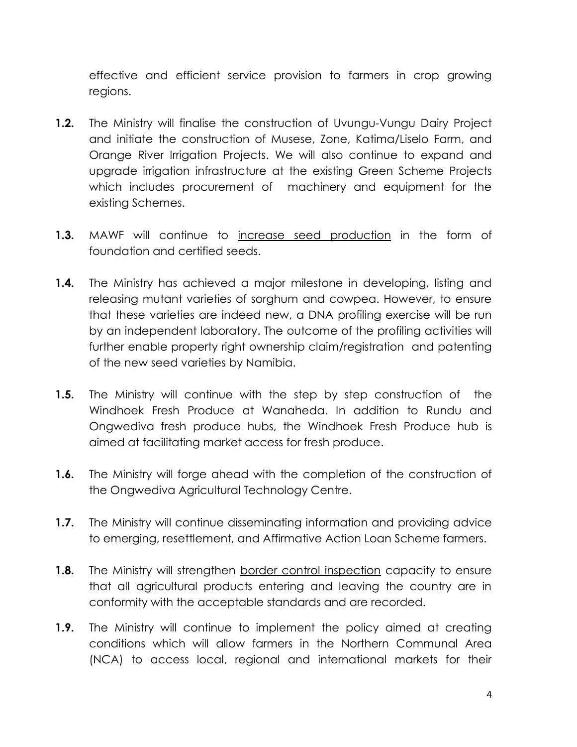effective and efficient service provision to farmers in crop growing regions.

**1.2.** The Ministry will finalise the construction of Uvungu-Vungu Dairy Project and initiate the construction of Musese, Zone, Katima/Liselo Farm, and Orange River Irrigation Projects. We will also continue to expand and upgrade irrigation infrastructure at the existing Green Scheme Projects which includes procurement of machinery and equipment for the existing Schemes.

**1.3.** MAWF will continue to <u>increase seed production</u> in the form of foundation and certified seeds.

**1.4.** The Ministry has achieved a major milestone in developing, listing and releasing mutant varieties of sorghum and cowpea. However, to ensure that these varieties are indeed new, a DNA profiling exercise will be run by an independent laboratory. The outcome of the profiling activities will further enable property right ownership claim/registration and patenting of the new seed varieties by Namibia.

**1.5.** The Ministry will continue with the step by step construction of the Windhoek Fresh Produce at Wanaheda. In addition to Rundu and Ongwediva fresh produce hubs, the Windhoek Fresh Produce hub is aimed at facilitating market access for fresh produce.

**1.6.** The Ministry will forge ahead with the completion of the construction of the Ongwediva Agricultural Technology Centre.

**1.7.** The Ministry will continue disseminating information and providing advice to emerging, resettlement, and Affirmative Action Loan Scheme farmers.

**1.8.** The Ministry will strengthen <u>border control inspection</u> capacity to ensure that all agricultural products entering and leaving the country are in conformity with the acceptable standards and are recorded.

**1.9.** The Ministry will continue to implement the policy aimed at creating conditions which will allow farmers in the Northern Communal Area (NCA) to access local, regional and international markets for their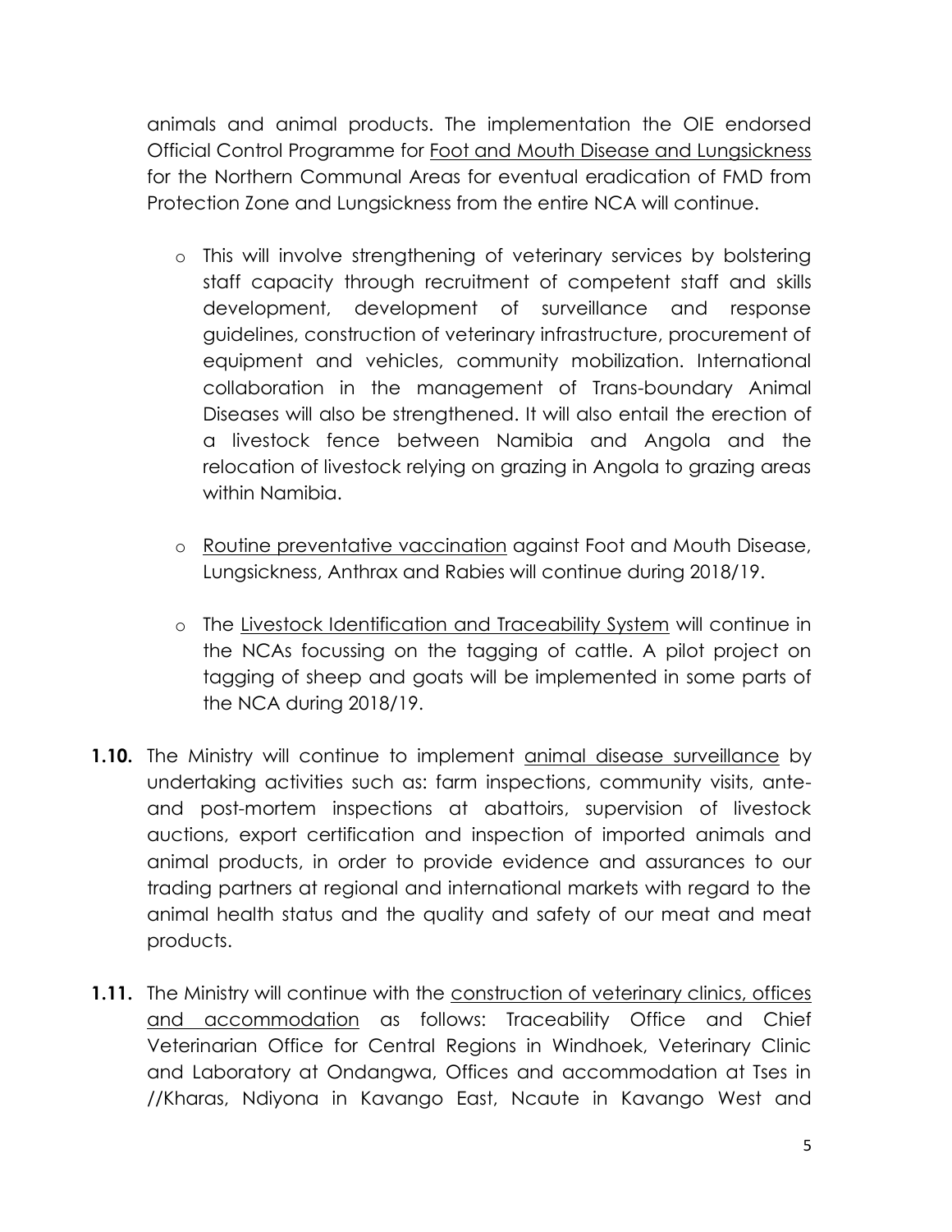animals and animal products. The implementation the OIE endorsed Official Control Programme for <u>Foot and Mouth Disease and Lungsickness</u> for the Northern Communal Areas for eventual eradication of FMD from Protection Zone and Lungsickness from the entire NCA will continue.

- This will involve strengthening of veterinary services by bolstering staff capacity through recruitment of competent staff and skills development, development of surveillance and response guidelines, construction of veterinary infrastructure, procurement of equipment and vehicles, community mobilization. International collaboration in the management of Trans-boundary Animal Diseases will also be strengthened. It will also entail the erection of a livestock fence between Namibia and Angola and the relocation of livestock relying on grazing in Angola to grazing areas within Namibia.

- <u>Routine preventative vaccination</u> against Foot and Mouth Disease, Lungsickness, Anthrax and Rabies will continue during 2018/19.

- The <u>Livestock Identification and Traceability System</u> will continue in the NCAs focussing on the tagging of cattle. A pilot project on tagging of sheep and goats will be implemented in some parts of the NCA during 2018/19.

**1.10.** The Ministry will continue to implement <u>animal disease surveillance</u> by undertaking activities such as: farm inspections, community visits, ante- and post-mortem inspections at abattoirs, supervision of livestock auctions, export certification and inspection of imported animals and animal products, in order to provide evidence and assurances to our trading partners at regional and international markets with regard to the animal health status and the quality and safety of our meat and meat products.

**1.11.** The Ministry will continue with the <u>construction of veterinary clinics, offices and accommodation</u> as follows: Traceability Office and Chief Veterinarian Office for Central Regions in Windhoek, Veterinary Clinic and Laboratory at Ondangwa, Offices and accommodation at Tses in //Kharas, Ndiyona in Kavango East, Ncaute in Kavango West and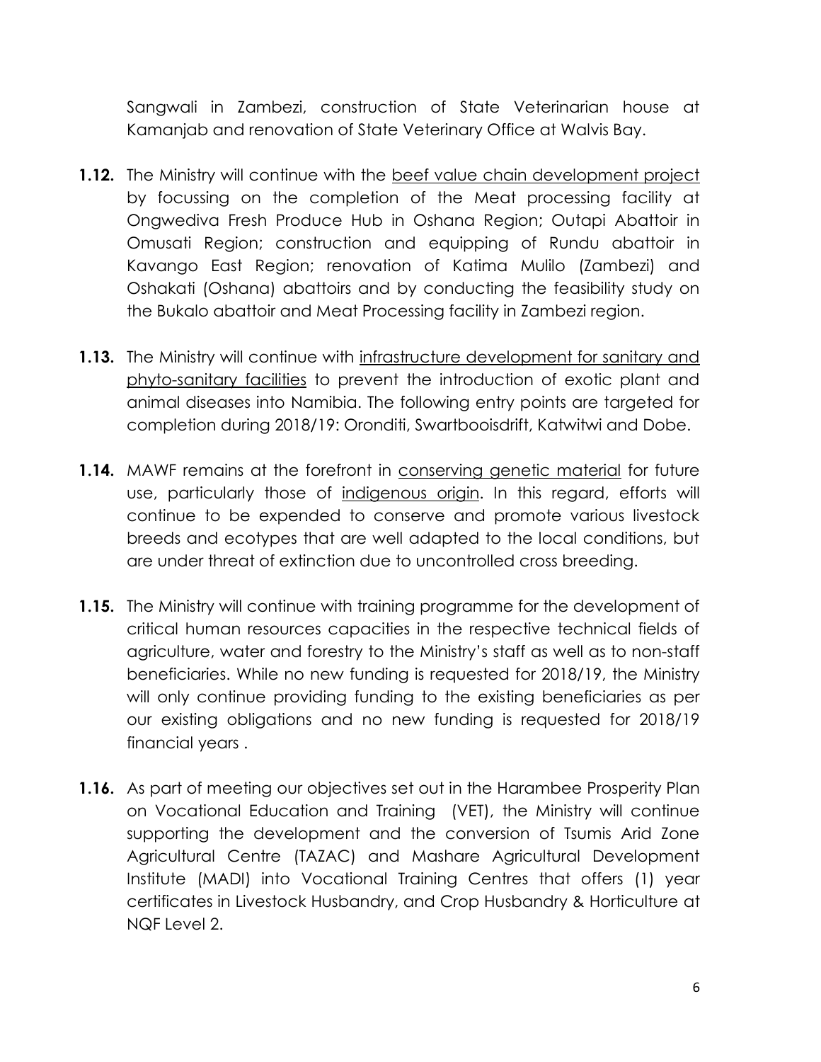Sangwali in Zambezi, construction of State Veterinarian house at Kamanjab and renovation of State Veterinary Office at Walvis Bay.

**1.12.** The Ministry will continue with the <u>beef value chain development project</u> by focussing on the completion of the Meat processing facility at Ongwediva Fresh Produce Hub in Oshana Region; Outapi Abattoir in Omusati Region; construction and equipping of Rundu abattoir in Kavango East Region; renovation of Katima Mulilo (Zambezi) and Oshakati (Oshana) abattoirs and by conducting the feasibility study on the Bukalo abattoir and Meat Processing facility in Zambezi region.

**1.13.** The Ministry will continue with <u>infrastructure development for sanitary and phyto-sanitary facilities</u> to prevent the introduction of exotic plant and animal diseases into Namibia. The following entry points are targeted for completion during 2018/19: Oronditi, Swartbooisdrift, Katwitwi and Dobe.

**1.14.** MAWF remains at the forefront in <u>conserving genetic material</u> for future use, particularly those of <u>indigenous origin</u>. In this regard, efforts will continue to be expended to conserve and promote various livestock breeds and ecotypes that are well adapted to the local conditions, but are under threat of extinction due to uncontrolled cross breeding.

**1.15.** The Ministry will continue with training programme for the development of critical human resources capacities in the respective technical fields of agriculture, water and forestry to the Ministry's staff as well as to non-staff beneficiaries. While no new funding is requested for 2018/19, the Ministry will only continue providing funding to the existing beneficiaries as per our existing obligations and no new funding is requested for 2018/19 financial years .

**1.16.** As part of meeting our objectives set out in the Harambee Prosperity Plan on Vocational Education and Training (VET), the Ministry will continue supporting the development and the conversion of Tsumis Arid Zone Agricultural Centre (TAZAC) and Mashare Agricultural Development Institute (MADI) into Vocational Training Centres that offers (1) year certificates in Livestock Husbandry, and Crop Husbandry & Horticulture at NQF Level 2.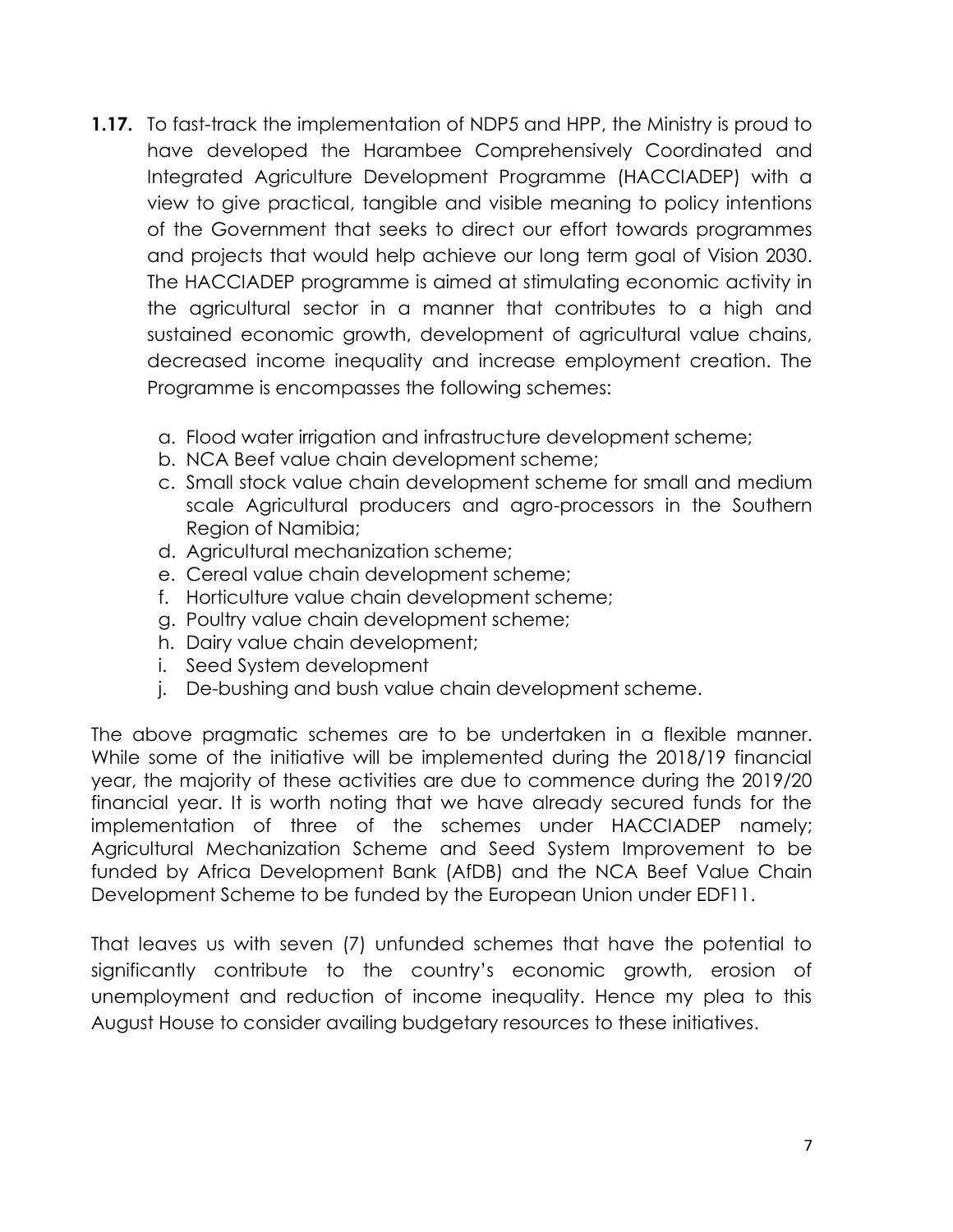**1.17.** To fast-track the implementation of NDP5 and HPP, the Ministry is proud to have developed the Harambee Comprehensively Coordinated and Integrated Agriculture Development Programme (HACCIADEP) with a view to give practical, tangible and visible meaning to policy intentions of the Government that seeks to direct our effort towards programmes and projects that would help achieve our long term goal of Vision 2030. The HACCIADEP programme is aimed at stimulating economic activity in the agricultural sector in a manner that contributes to a high and sustained economic growth, development of agricultural value chains, decreased income inequality and increase employment creation. The Programme is encompasses the following schemes:

a. Flood water irrigation and infrastructure development scheme;
b. NCA Beef value chain development scheme;
c. Small stock value chain development scheme for small and medium scale Agricultural producers and agro-processors in the Southern Region of Namibia;
d. Agricultural mechanization scheme;
e. Cereal value chain development scheme;
f. Horticulture value chain development scheme;
g. Poultry value chain development scheme;
h. Dairy value chain development;
i. Seed System development
j. De-bushing and bush value chain development scheme.

The above pragmatic schemes are to be undertaken in a flexible manner. While some of the initiative will be implemented during the 2018/19 financial year, the majority of these activities are due to commence during the 2019/20 financial year. It is worth noting that we have already secured funds for the implementation of three of the schemes under HACCIADEP namely; Agricultural Mechanization Scheme and Seed System Improvement to be funded by Africa Development Bank (AfDB) and the NCA Beef Value Chain Development Scheme to be funded by the European Union under EDF11.

That leaves us with seven (7) unfunded schemes that have the potential to significantly contribute to the country's economic growth, erosion of unemployment and reduction of income inequality. Hence my plea to this August House to consider availing budgetary resources to these initiatives.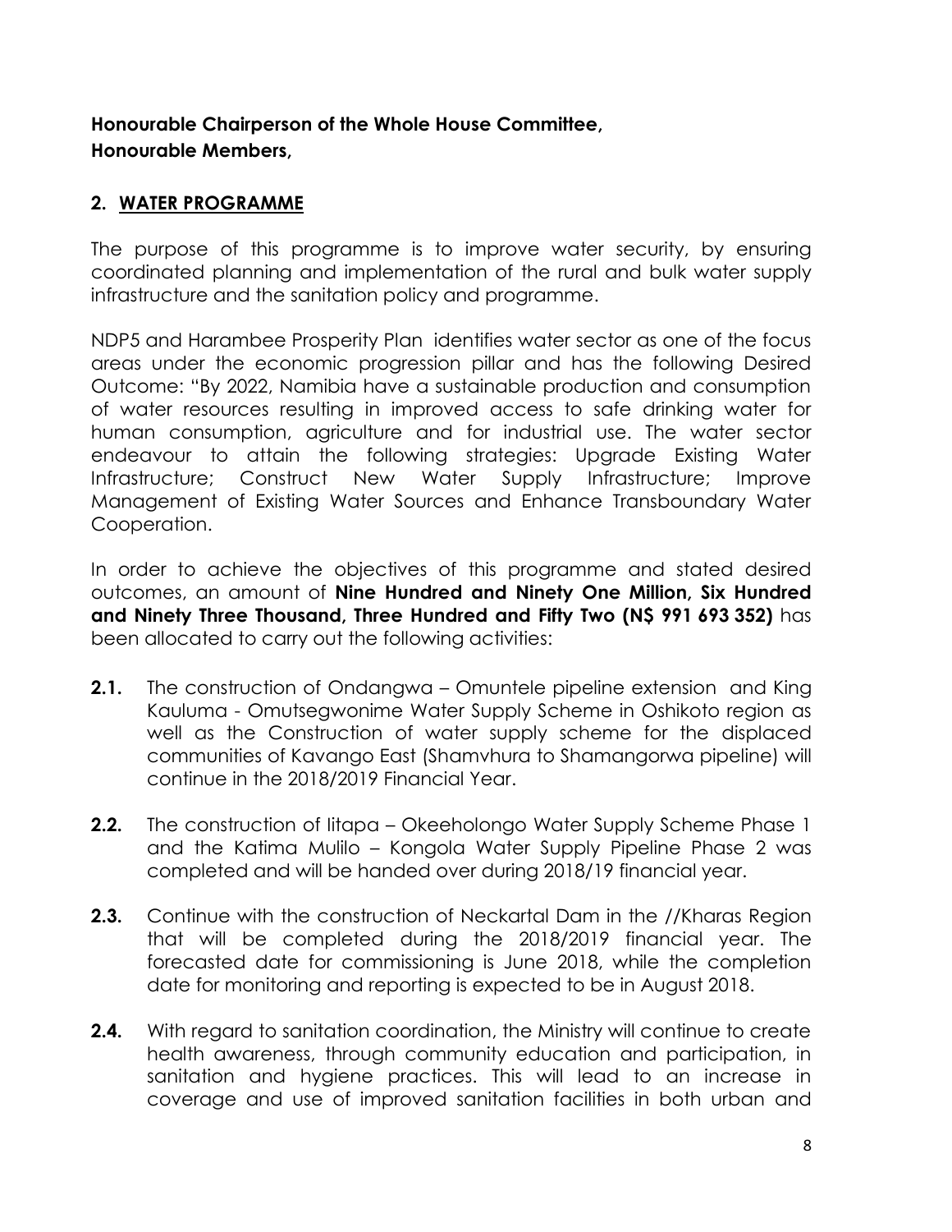**Honourable Chairperson of the Whole House Committee,**
**Honourable Members,**

## 2. WATER PROGRAMME

The purpose of this programme is to improve water security, by ensuring coordinated planning and implementation of the rural and bulk water supply infrastructure and the sanitation policy and programme.

NDP5 and Harambee Prosperity Plan identifies water sector as one of the focus areas under the economic progression pillar and has the following Desired Outcome: "By 2022, Namibia have a sustainable production and consumption of water resources resulting in improved access to safe drinking water for human consumption, agriculture and for industrial use. The water sector endeavour to attain the following strategies: Upgrade Existing Water Infrastructure; Construct New Water Supply Infrastructure; Improve Management of Existing Water Sources and Enhance Transboundary Water Cooperation.

In order to achieve the objectives of this programme and stated desired outcomes, an amount of **Nine Hundred and Ninety One Million, Six Hundred and Ninety Three Thousand, Three Hundred and Fifty Two (N$ 991 693 352)** has been allocated to carry out the following activities:

**2.1.** The construction of Ondangwa – Omuntele pipeline extension and King Kauluma - Omutsegwonime Water Supply Scheme in Oshikoto region as well as the Construction of water supply scheme for the displaced communities of Kavango East (Shamvhura to Shamangorwa pipeline) will continue in the 2018/2019 Financial Year.

**2.2.** The construction of Iitapa – Okeeholongo Water Supply Scheme Phase 1 and the Katima Mulilo – Kongola Water Supply Pipeline Phase 2 was completed and will be handed over during 2018/19 financial year.

**2.3.** Continue with the construction of Neckartal Dam in the //Kharas Region that will be completed during the 2018/2019 financial year. The forecasted date for commissioning is June 2018, while the completion date for monitoring and reporting is expected to be in August 2018.

**2.4.** With regard to sanitation coordination, the Ministry will continue to create health awareness, through community education and participation, in sanitation and hygiene practices. This will lead to an increase in coverage and use of improved sanitation facilities in both urban and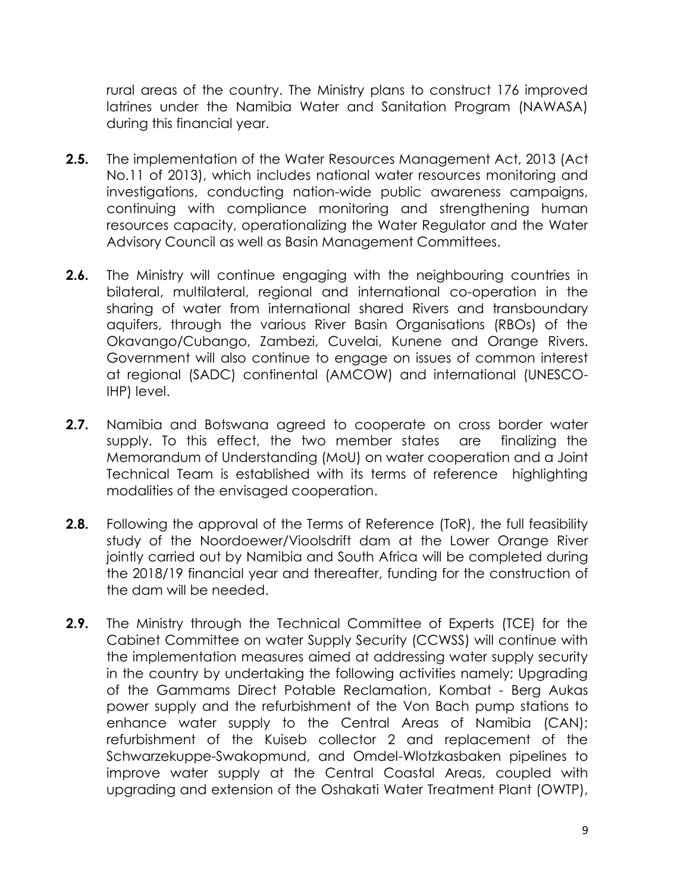rural areas of the country. The Ministry plans to construct 176 improved latrines under the Namibia Water and Sanitation Program (NAWASA) during this financial year.

**2.5.** The implementation of the Water Resources Management Act, 2013 (Act No.11 of 2013), which includes national water resources monitoring and investigations, conducting nation-wide public awareness campaigns, continuing with compliance monitoring and strengthening human resources capacity, operationalizing the Water Regulator and the Water Advisory Council as well as Basin Management Committees.

**2.6.** The Ministry will continue engaging with the neighbouring countries in bilateral, multilateral, regional and international co-operation in the sharing of water from international shared Rivers and transboundary aquifers, through the various River Basin Organisations (RBOs) of the Okavango/Cubango, Zambezi, Cuvelai, Kunene and Orange Rivers. Government will also continue to engage on issues of common interest at regional (SADC) continental (AMCOW) and international (UNESCO-IHP) level.

**2.7.** Namibia and Botswana agreed to cooperate on cross border water supply. To this effect, the two member states are finalizing the Memorandum of Understanding (MoU) on water cooperation and a Joint Technical Team is established with its terms of reference highlighting modalities of the envisaged cooperation.

**2.8.** Following the approval of the Terms of Reference (ToR), the full feasibility study of the Noordoewer/Vioolsdrift dam at the Lower Orange River jointly carried out by Namibia and South Africa will be completed during the 2018/19 financial year and thereafter, funding for the construction of the dam will be needed.

**2.9.** The Ministry through the Technical Committee of Experts (TCE) for the Cabinet Committee on water Supply Security (CCWSS) will continue with the implementation measures aimed at addressing water supply security in the country by undertaking the following activities namely; Upgrading of the Gammams Direct Potable Reclamation, Kombat - Berg Aukas power supply and the refurbishment of the Von Bach pump stations to enhance water supply to the Central Areas of Namibia (CAN); refurbishment of the Kuiseb collector 2 and replacement of the Schwarzekuppe-Swakopmund, and Omdel-Wlotzkasbaken pipelines to improve water supply at the Central Coastal Areas, coupled with upgrading and extension of the Oshakati Water Treatment Plant (OWTP),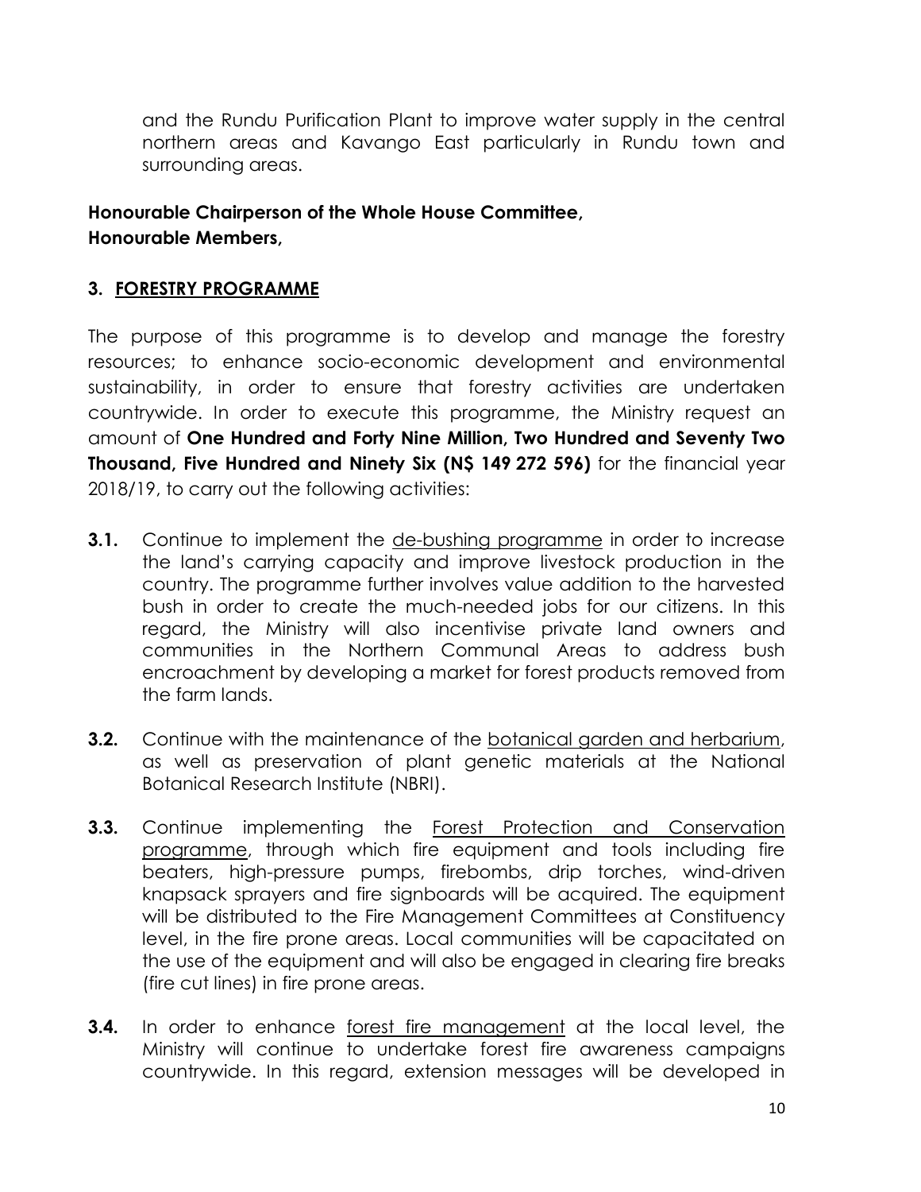and the Rundu Purification Plant to improve water supply in the central northern areas and Kavango East particularly in Rundu town and surrounding areas.

**Honourable Chairperson of the Whole House Committee,**
**Honourable Members,**

## 3. FORESTRY PROGRAMME

The purpose of this programme is to develop and manage the forestry resources; to enhance socio-economic development and environmental sustainability, in order to ensure that forestry activities are undertaken countrywide. In order to execute this programme, the Ministry request an amount of **One Hundred and Forty Nine Million, Two Hundred and Seventy Two Thousand, Five Hundred and Ninety Six (N$ 149 272 596)** for the financial year 2018/19, to carry out the following activities:

**3.1.** Continue to implement the de-bushing programme in order to increase the land's carrying capacity and improve livestock production in the country. The programme further involves value addition to the harvested bush in order to create the much-needed jobs for our citizens. In this regard, the Ministry will also incentivise private land owners and communities in the Northern Communal Areas to address bush encroachment by developing a market for forest products removed from the farm lands.

**3.2.** Continue with the maintenance of the botanical garden and herbarium, as well as preservation of plant genetic materials at the National Botanical Research Institute (NBRI).

**3.3.** Continue implementing the Forest Protection and Conservation programme, through which fire equipment and tools including fire beaters, high-pressure pumps, firebombs, drip torches, wind-driven knapsack sprayers and fire signboards will be acquired. The equipment will be distributed to the Fire Management Committees at Constituency level, in the fire prone areas. Local communities will be capacitated on the use of the equipment and will also be engaged in clearing fire breaks (fire cut lines) in fire prone areas.

**3.4.** In order to enhance forest fire management at the local level, the Ministry will continue to undertake forest fire awareness campaigns countrywide. In this regard, extension messages will be developed in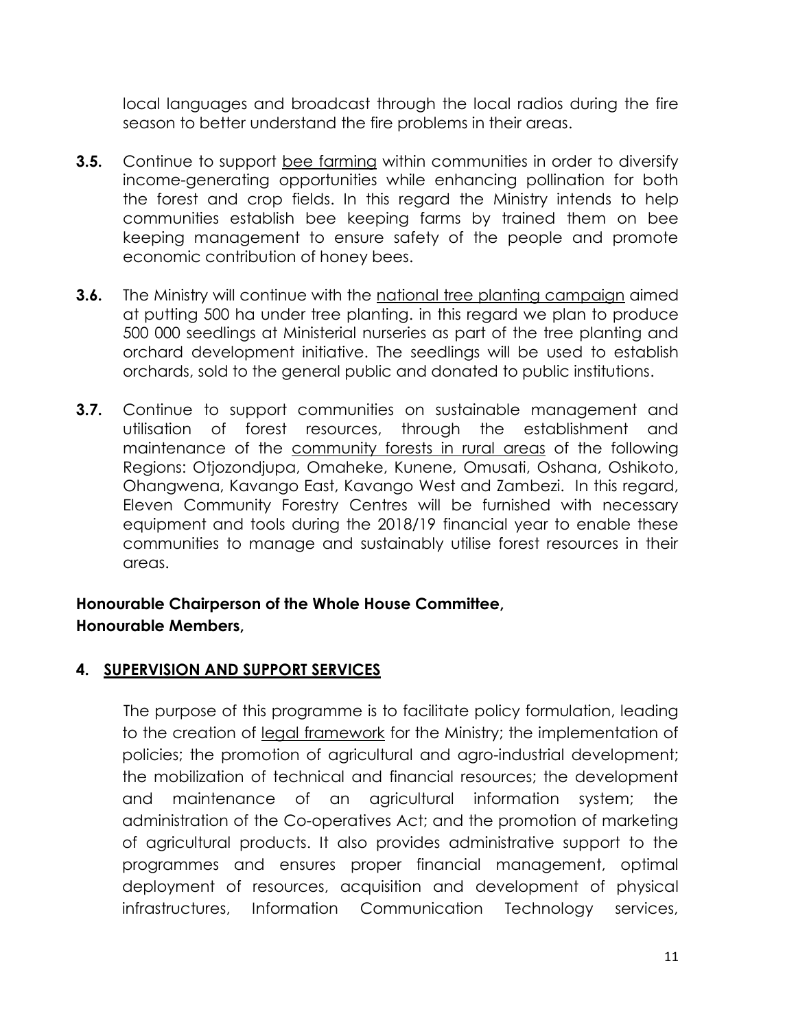local languages and broadcast through the local radios during the fire season to better understand the fire problems in their areas.

**3.5.** Continue to support <u>bee farming</u> within communities in order to diversify income-generating opportunities while enhancing pollination for both the forest and crop fields. In this regard the Ministry intends to help communities establish bee keeping farms by trained them on bee keeping management to ensure safety of the people and promote economic contribution of honey bees.

**3.6.** The Ministry will continue with the <u>national tree planting campaign</u> aimed at putting 500 ha under tree planting. in this regard we plan to produce 500 000 seedlings at Ministerial nurseries as part of the tree planting and orchard development initiative. The seedlings will be used to establish orchards, sold to the general public and donated to public institutions.

**3.7.** Continue to support communities on sustainable management and utilisation of forest resources, through the establishment and maintenance of the <u>community forests in rural areas</u> of the following Regions: Otjozondjupa, Omaheke, Kunene, Omusati, Oshana, Oshikoto, Ohangwena, Kavango East, Kavango West and Zambezi. In this regard, Eleven Community Forestry Centres will be furnished with necessary equipment and tools during the 2018/19 financial year to enable these communities to manage and sustainably utilise forest resources in their areas.

**Honourable Chairperson of the Whole House Committee,**
**Honourable Members,**

## 4. <u>SUPERVISION AND SUPPORT SERVICES</u>

The purpose of this programme is to facilitate policy formulation, leading to the creation of <u>legal framework</u> for the Ministry; the implementation of policies; the promotion of agricultural and agro-industrial development; the mobilization of technical and financial resources; the development and maintenance of an agricultural information system; the administration of the Co-operatives Act; and the promotion of marketing of agricultural products. It also provides administrative support to the programmes and ensures proper financial management, optimal deployment of resources, acquisition and development of physical infrastructures, Information Communication Technology services,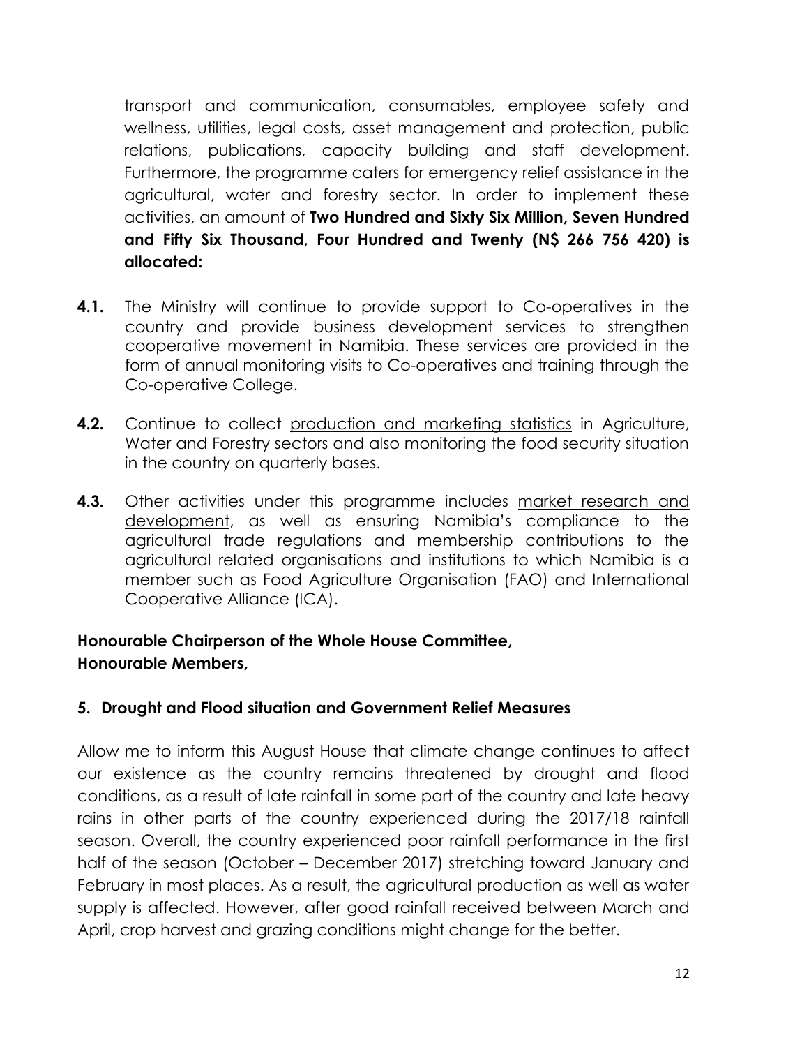transport and communication, consumables, employee safety and wellness, utilities, legal costs, asset management and protection, public relations, publications, capacity building and staff development. Furthermore, the programme caters for emergency relief assistance in the agricultural, water and forestry sector. In order to implement these activities, an amount of **Two Hundred and Sixty Six Million, Seven Hundred and Fifty Six Thousand, Four Hundred and Twenty (N$ 266 756 420) is allocated:**

**4.1.** The Ministry will continue to provide support to Co-operatives in the country and provide business development services to strengthen cooperative movement in Namibia. These services are provided in the form of annual monitoring visits to Co-operatives and training through the Co-operative College.

**4.2.** Continue to collect <u>production and marketing statistics</u> in Agriculture, Water and Forestry sectors and also monitoring the food security situation in the country on quarterly bases.

**4.3.** Other activities under this programme includes <u>market research and development</u>, as well as ensuring Namibia's compliance to the agricultural trade regulations and membership contributions to the agricultural related organisations and institutions to which Namibia is a member such as Food Agriculture Organisation (FAO) and International Cooperative Alliance (ICA).

**Honourable Chairperson of the Whole House Committee,**
**Honourable Members,**

## 5. Drought and Flood situation and Government Relief Measures

Allow me to inform this August House that climate change continues to affect our existence as the country remains threatened by drought and flood conditions, as a result of late rainfall in some part of the country and late heavy rains in other parts of the country experienced during the 2017/18 rainfall season. Overall, the country experienced poor rainfall performance in the first half of the season (October – December 2017) stretching toward January and February in most places. As a result, the agricultural production as well as water supply is affected. However, after good rainfall received between March and April, crop harvest and grazing conditions might change for the better.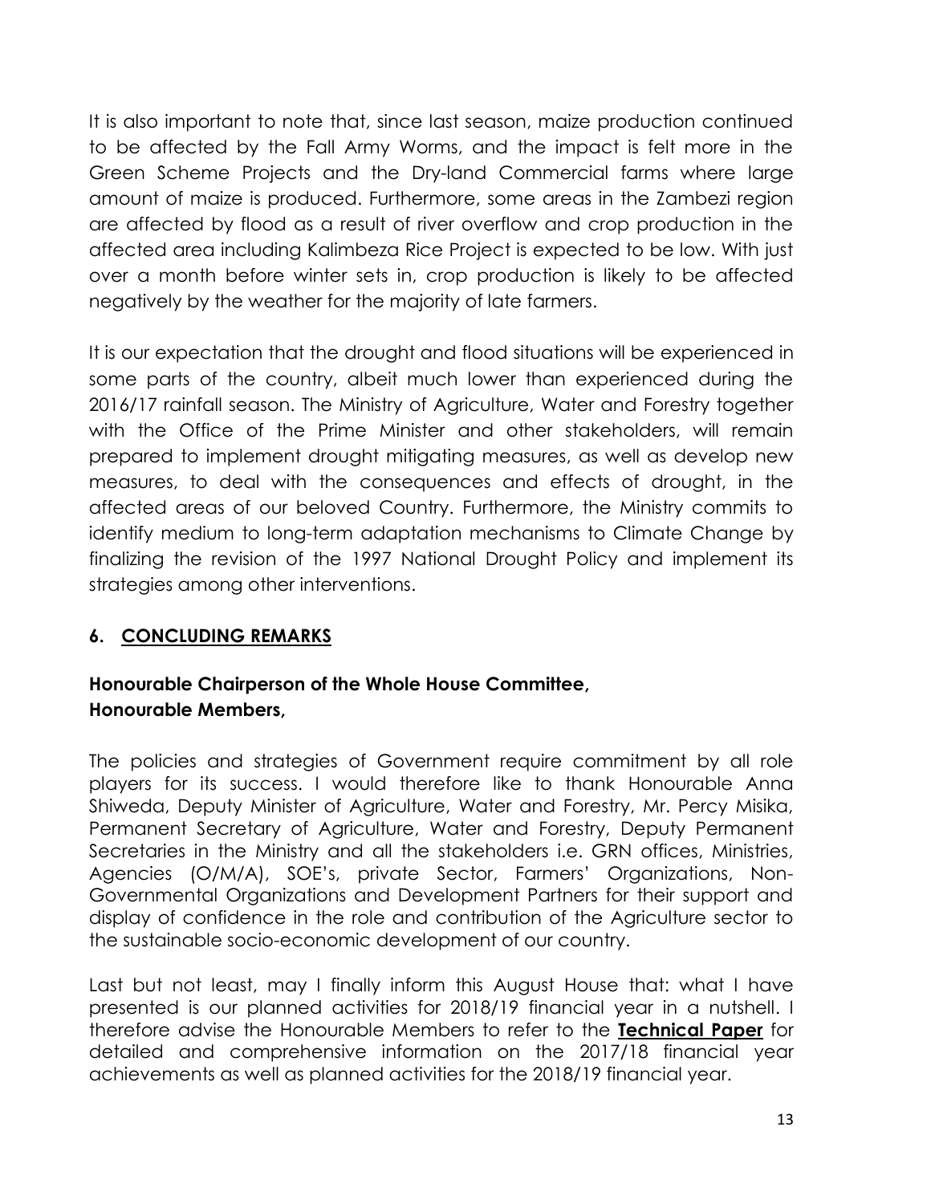It is also important to note that, since last season, maize production continued to be affected by the Fall Army Worms, and the impact is felt more in the Green Scheme Projects and the Dry-land Commercial farms where large amount of maize is produced. Furthermore, some areas in the Zambezi region are affected by flood as a result of river overflow and crop production in the affected area including Kalimbeza Rice Project is expected to be low. With just over a month before winter sets in, crop production is likely to be affected negatively by the weather for the majority of late farmers.

It is our expectation that the drought and flood situations will be experienced in some parts of the country, albeit much lower than experienced during the 2016/17 rainfall season. The Ministry of Agriculture, Water and Forestry together with the Office of the Prime Minister and other stakeholders, will remain prepared to implement drought mitigating measures, as well as develop new measures, to deal with the consequences and effects of drought, in the affected areas of our beloved Country. Furthermore, the Ministry commits to identify medium to long-term adaptation mechanisms to Climate Change by finalizing the revision of the 1997 National Drought Policy and implement its strategies among other interventions.

## 6. CONCLUDING REMARKS

**Honourable Chairperson of the Whole House Committee,**
**Honourable Members,**

The policies and strategies of Government require commitment by all role players for its success. I would therefore like to thank Honourable Anna Shiweda, Deputy Minister of Agriculture, Water and Forestry, Mr. Percy Misika, Permanent Secretary of Agriculture, Water and Forestry, Deputy Permanent Secretaries in the Ministry and all the stakeholders i.e. GRN offices, Ministries, Agencies (O/M/A), SOE's, private Sector, Farmers' Organizations, Non-Governmental Organizations and Development Partners for their support and display of confidence in the role and contribution of the Agriculture sector to the sustainable socio-economic development of our country.

Last but not least, may I finally inform this August House that: what I have presented is our planned activities for 2018/19 financial year in a nutshell. I therefore advise the Honourable Members to refer to the **Technical Paper** for detailed and comprehensive information on the 2017/18 financial year achievements as well as planned activities for the 2018/19 financial year.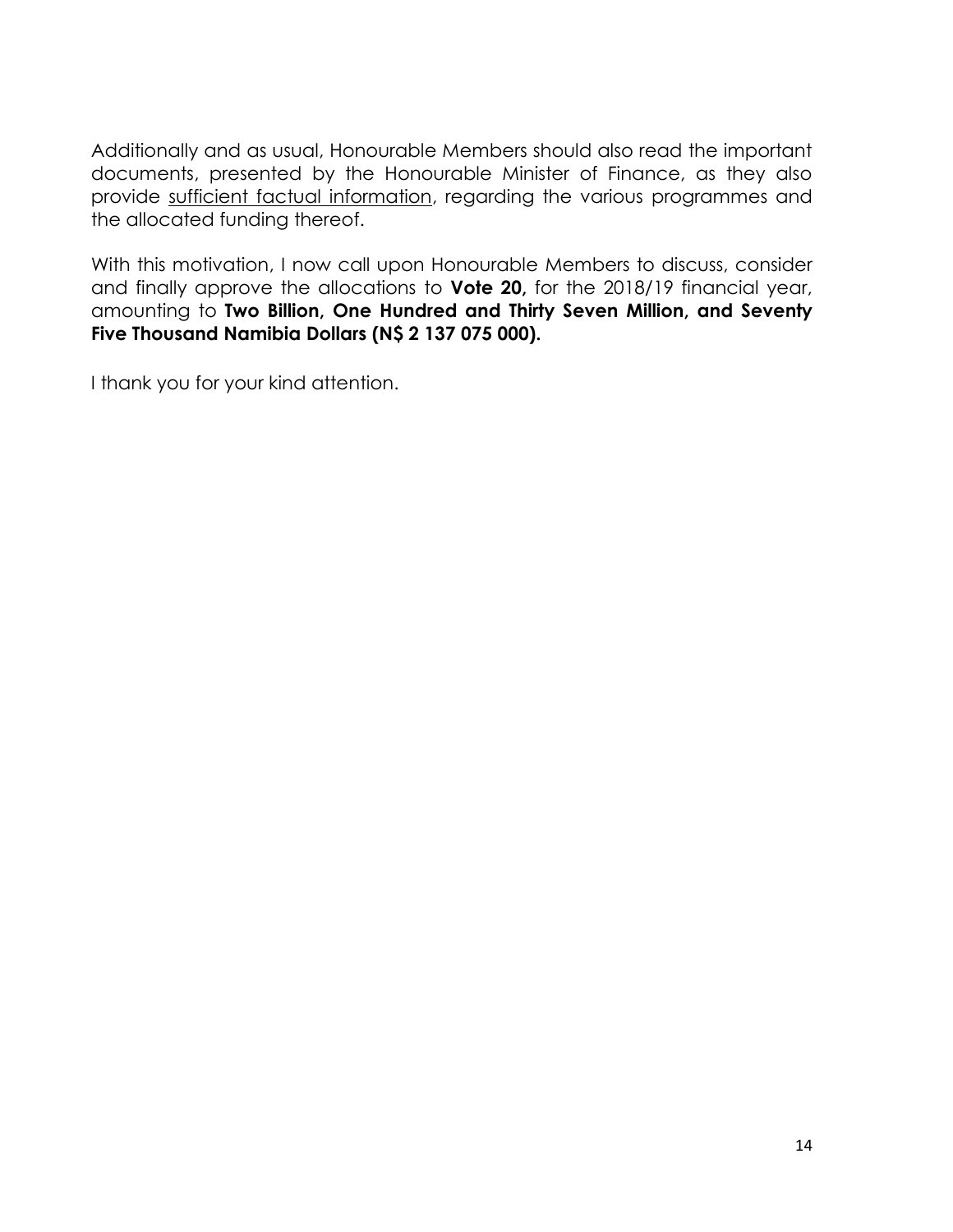Additionally and as usual, Honourable Members should also read the important documents, presented by the Honourable Minister of Finance, as they also provide <u>sufficient factual information</u>, regarding the various programmes and the allocated funding thereof.

With this motivation, I now call upon Honourable Members to discuss, consider and finally approve the allocations to **Vote 20,** for the 2018/19 financial year, amounting to **Two Billion, One Hundred and Thirty Seven Million, and Seventy Five Thousand Namibia Dollars (N$ 2 137 075 000).**

I thank you for your kind attention.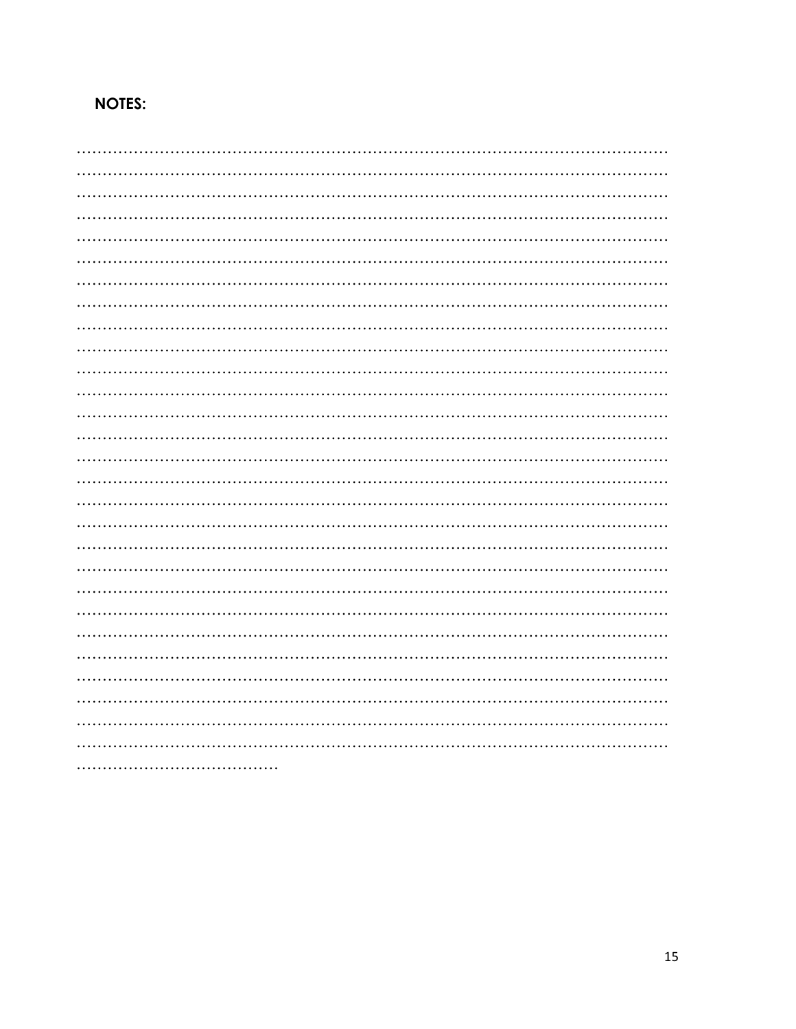**NOTES:**

…………………………………………………………………………………………………………
…………………………………………………………………………………………………………
…………………………………………………………………………………………………………
…………………………………………………………………………………………………………
…………………………………………………………………………………………………………
…………………………………………………………………………………………………………
…………………………………………………………………………………………………………
…………………………………………………………………………………………………………
…………………………………………………………………………………………………………
…………………………………………………………………………………………………………
…………………………………………………………………………………………………………
…………………………………………………………………………………………………………
…………………………………………………………………………………………………………
…………………………………………………………………………………………………………
…………………………………………………………………………………………………………
…………………………………………………………………………………………………………
…………………………………………………………………………………………………………
…………………………………………………………………………………………………………
…………………………………………………………………………………………………………
…………………………………………………………………………………………………………
…………………………………………………………………………………………………………
…………………………………………………………………………………………………………
…………………………………………………………………………………………………………
…………………………………………………………………………………………………………
…………………………………………………………………………………………………………
…………………………………………………………………………………………………………
…………………………………………………………………………………………………………
…………………………………………………………………………………………………………
……………………………………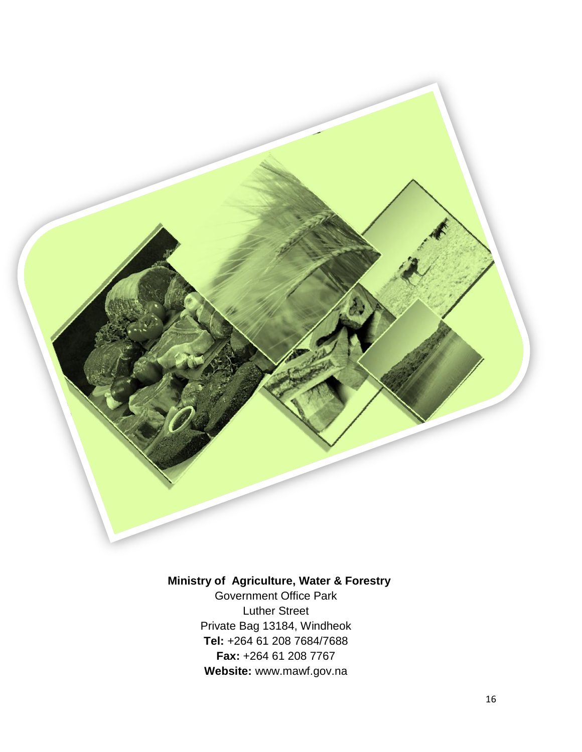**Ministry of Agriculture, Water & Forestry**

Government Office Park

Luther Street

Private Bag 13184, Windheok

**Tel:** +264 61 208 7684/7688

**Fax:** +264 61 208 7767

**Website:** www.mawf.gov.na